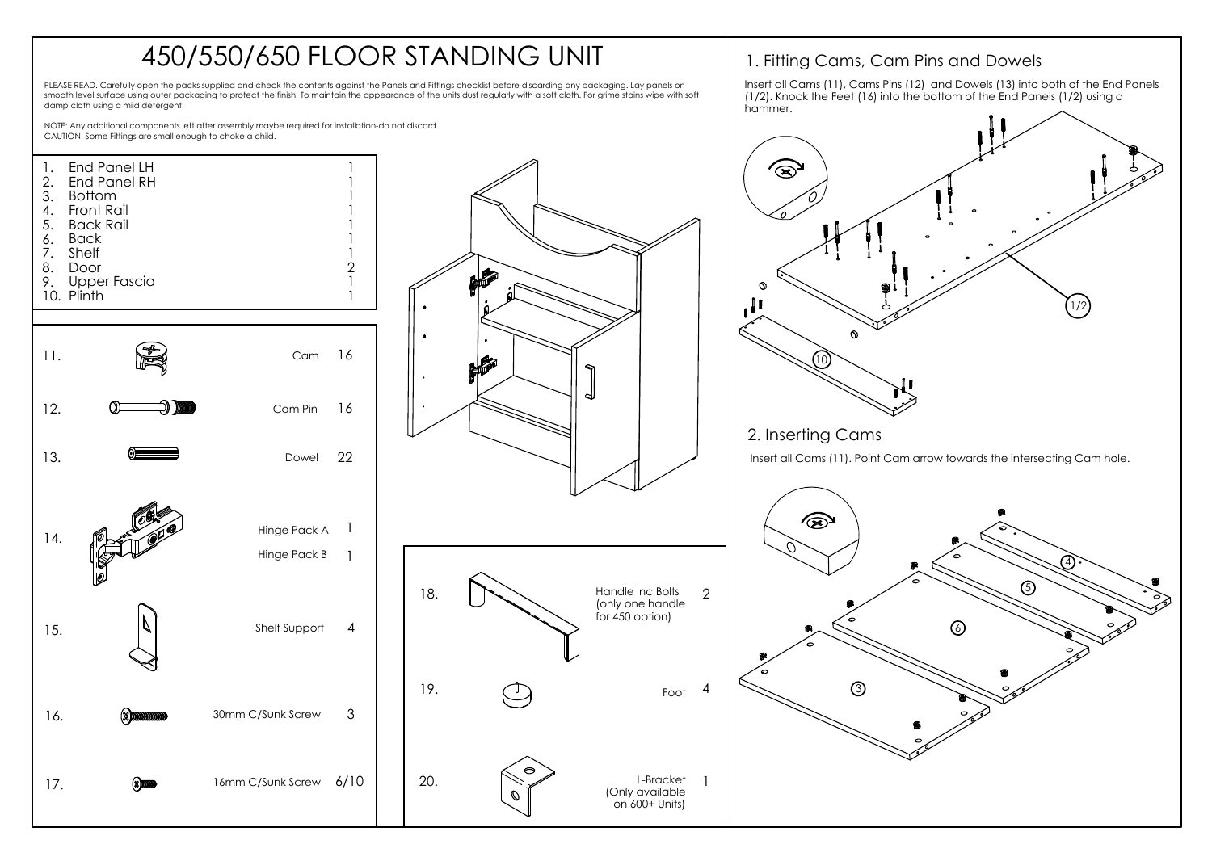# 450/550/650 FLOOR STANDING UNIT

PLEASE READ. Carefully open the packs supplied and check the contents against the Panels and Fittings checklist before discarding any packaging. Lay panels on smooth level surface using outer packaging to protect the finish. To maintain the appearance of the units dust regularly with a soft cloth. For grime stains wipe with soft damp cloth using a mild detergent.

NOTE: Any additional components left after assembly maybe required for installation-do not discard.
CAUTION: Some Fittings are small enough to choke a child.

| No. | Panel | Qty |
|---|---|---|
| 1. | End Panel LH | 1 |
| 2. | End Panel RH | 1 |
| 3. | Bottom | 1 |
| 4. | Front Rail | 1 |
| 5. | Back Rail | 1 |
| 6. | Back | 1 |
| 7. | Shelf | 1 |
| 8. | Door | 2 |
| 9. | Upper Fascia | 1 |
| 10. | Plinth | 1 |

| No. | Fitting | Qty |
|---|---|---|
| 11. | Cam | 16 |
| 12. | Cam Pin | 16 |
| 13. | Dowel | 22 |
| 14. | Hinge Pack A | 1 |
| | Hinge Pack B | 1 |
| 15. | Shelf Support | 4 |
| 16. | 30mm C/Sunk Screw | 3 |
| 17. | 16mm C/Sunk Screw | 6/10 |
| 18. | Handle Inc Bolts (only one handle for 450 option) | 2 |
| 19. | Foot | 4 |
| 20. | L-Bracket (Only available on 600+ Units) | 1 |

## 1. Fitting Cams, Cam Pins and Dowels

Insert all Cams (11), Cams Pins (12) and Dowels (13) into both of the End Panels (1/2). Knock the Feet (16) into the bottom of the End Panels (1/2) using a hammer.

## 2. Inserting Cams

Insert all Cams (11). Point Cam arrow towards the intersecting Cam hole.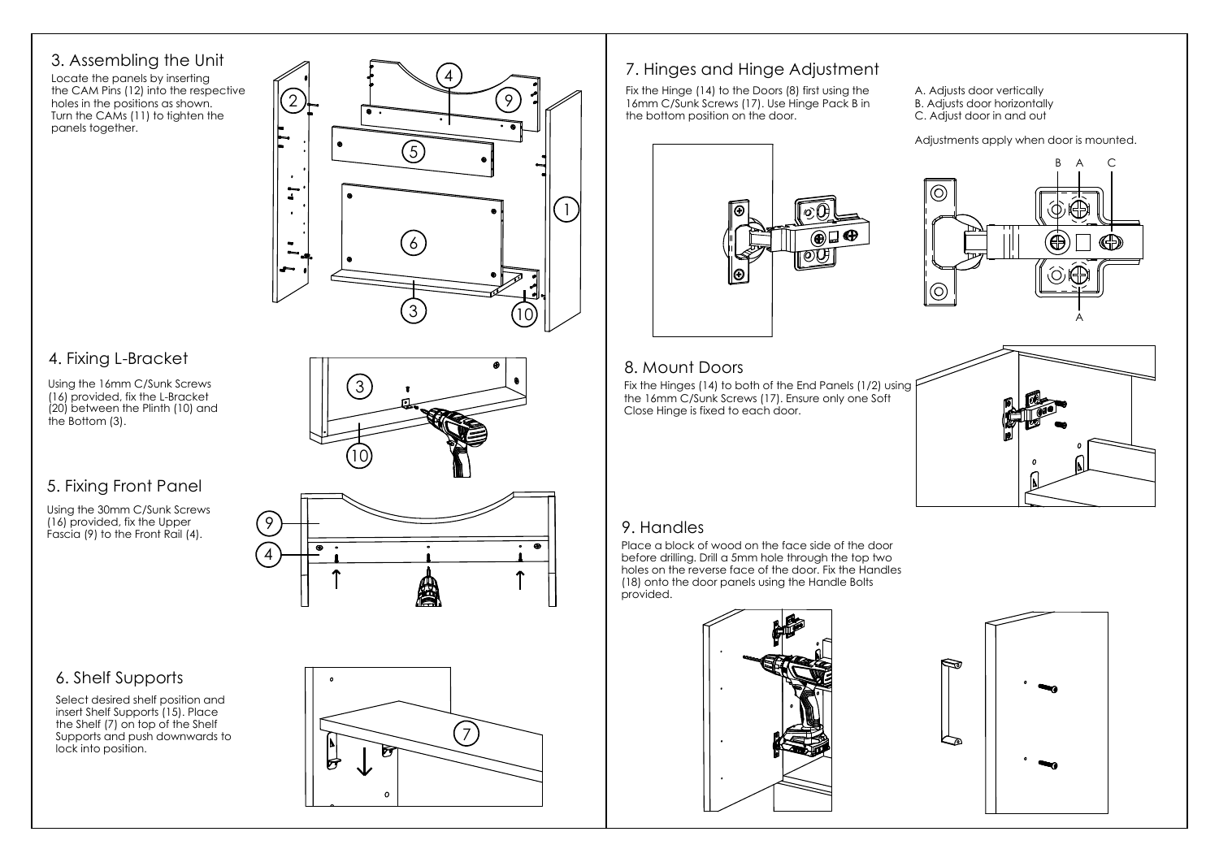## 3. Assembling the Unit

Locate the panels by inserting the CAM Pins (12) into the respective holes in the positions as shown. Turn the CAMs (11) to tighten the panels together.

## 4. Fixing L-Bracket

Using the 16mm C/Sunk Screws (16) provided, fix the L-Bracket (20) between the Plinth (10) and the Bottom (3).

## 5. Fixing Front Panel

Using the 30mm C/Sunk Screws (16) provided, fix the Upper Fascia (9) to the Front Rail (4).

## 6. Shelf Supports

Select desired shelf position and insert Shelf Supports (15). Place the Shelf (7) on top of the Shelf Supports and push downwards to lock into position.

## 7. Hinges and Hinge Adjustment

Fix the Hinge (14) to the Doors (8) first using the 16mm C/Sunk Screws (17). Use Hinge Pack B in the bottom position on the door.

A. Adjusts door vertically
B. Adjusts door horizontally
C. Adjust door in and out

Adjustments apply when door is mounted.

## 8. Mount Doors

Fix the Hinges (14) to both of the End Panels (1/2) using the 16mm C/Sunk Screws (17). Ensure only one Soft Close Hinge is fixed to each door.

## 9. Handles

Place a block of wood on the face side of the door before drilling. Drill a 5mm hole through the top two holes on the reverse face of the door. Fix the Handles (18) onto the door panels using the Handle Bolts provided.